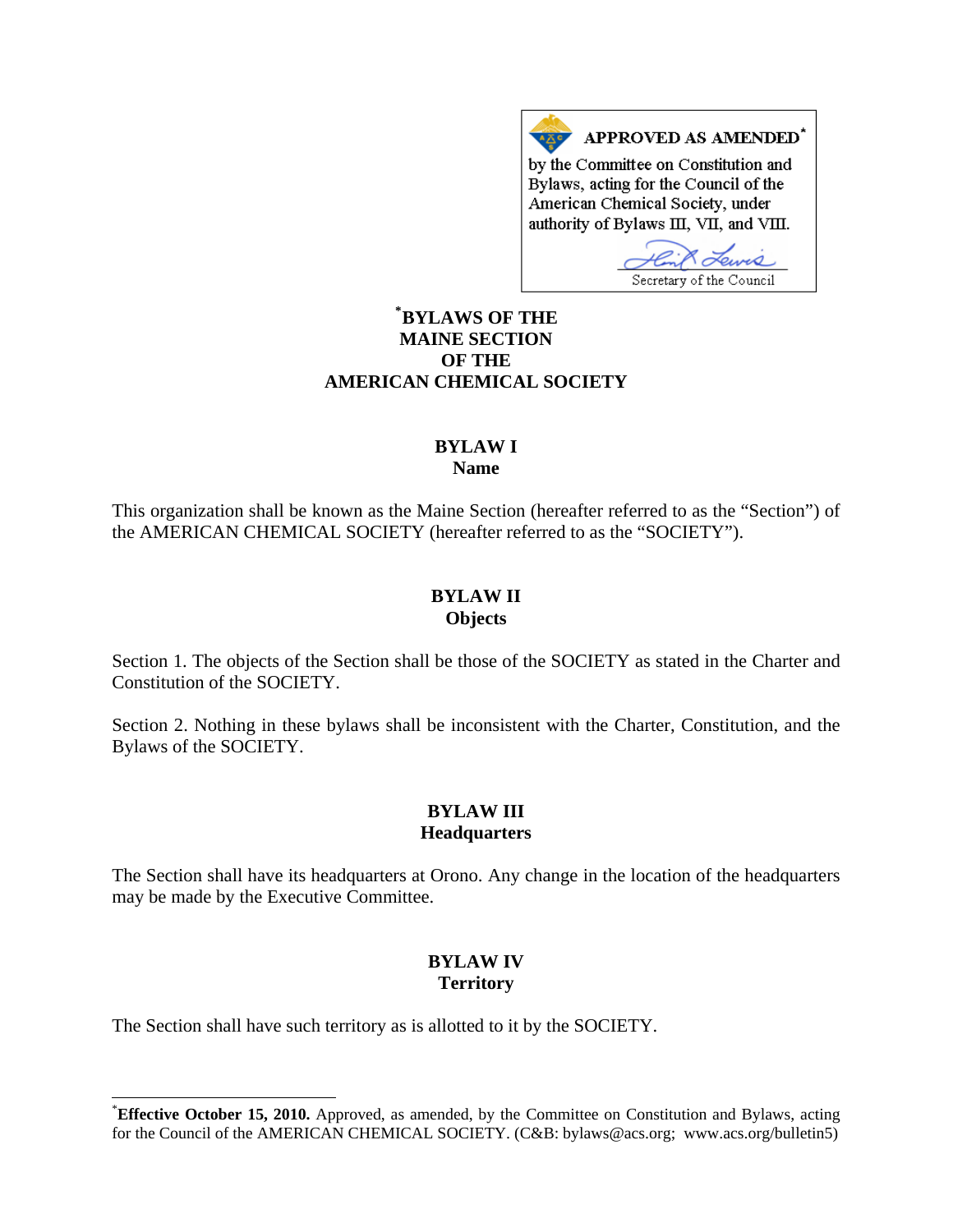**APPROVED AS AMENDED***

by the Committee on Constitution and Bylaws, acting for the Council of the American Chemical Society, under authority of Bylaws III, VII, and VIII.

Secretary of the Council

# *BYLAWS OF THE MAINE SECTION OF THE AMERICAN CHEMICAL SOCIETY

## BYLAW I
### Name

This organization shall be known as the Maine Section (hereafter referred to as the "Section") of the AMERICAN CHEMICAL SOCIETY (hereafter referred to as the "SOCIETY").

## BYLAW II
### Objects

Section 1. The objects of the Section shall be those of the SOCIETY as stated in the Charter and Constitution of the SOCIETY.

Section 2. Nothing in these bylaws shall be inconsistent with the Charter, Constitution, and the Bylaws of the SOCIETY.

## BYLAW III
### Headquarters

The Section shall have its headquarters at Orono. Any change in the location of the headquarters may be made by the Executive Committee.

## BYLAW IV
### Territory

The Section shall have such territory as is allotted to it by the SOCIETY.

---

***Effective October 15, 2010.** Approved, as amended, by the Committee on Constitution and Bylaws, acting for the Council of the AMERICAN CHEMICAL SOCIETY. (C&B: bylaws@acs.org; www.acs.org/bulletin5)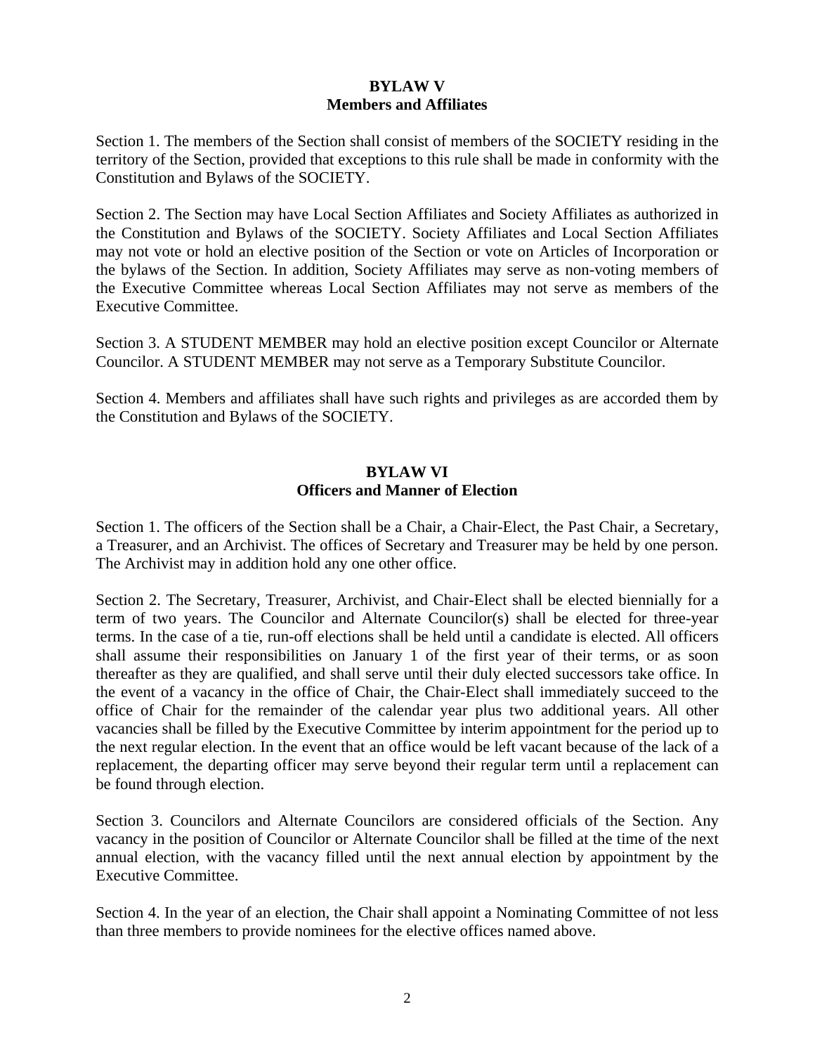## BYLAW V
## Members and Affiliates

Section 1. The members of the Section shall consist of members of the SOCIETY residing in the territory of the Section, provided that exceptions to this rule shall be made in conformity with the Constitution and Bylaws of the SOCIETY.

Section 2. The Section may have Local Section Affiliates and Society Affiliates as authorized in the Constitution and Bylaws of the SOCIETY. Society Affiliates and Local Section Affiliates may not vote or hold an elective position of the Section or vote on Articles of Incorporation or the bylaws of the Section. In addition, Society Affiliates may serve as non-voting members of the Executive Committee whereas Local Section Affiliates may not serve as members of the Executive Committee.

Section 3. A STUDENT MEMBER may hold an elective position except Councilor or Alternate Councilor. A STUDENT MEMBER may not serve as a Temporary Substitute Councilor.

Section 4. Members and affiliates shall have such rights and privileges as are accorded them by the Constitution and Bylaws of the SOCIETY.

## BYLAW VI
## Officers and Manner of Election

Section 1. The officers of the Section shall be a Chair, a Chair-Elect, the Past Chair, a Secretary, a Treasurer, and an Archivist. The offices of Secretary and Treasurer may be held by one person. The Archivist may in addition hold any one other office.

Section 2. The Secretary, Treasurer, Archivist, and Chair-Elect shall be elected biennially for a term of two years. The Councilor and Alternate Councilor(s) shall be elected for three-year terms. In the case of a tie, run-off elections shall be held until a candidate is elected. All officers shall assume their responsibilities on January 1 of the first year of their terms, or as soon thereafter as they are qualified, and shall serve until their duly elected successors take office. In the event of a vacancy in the office of Chair, the Chair-Elect shall immediately succeed to the office of Chair for the remainder of the calendar year plus two additional years. All other vacancies shall be filled by the Executive Committee by interim appointment for the period up to the next regular election. In the event that an office would be left vacant because of the lack of a replacement, the departing officer may serve beyond their regular term until a replacement can be found through election.

Section 3. Councilors and Alternate Councilors are considered officials of the Section. Any vacancy in the position of Councilor or Alternate Councilor shall be filled at the time of the next annual election, with the vacancy filled until the next annual election by appointment by the Executive Committee.

Section 4. In the year of an election, the Chair shall appoint a Nominating Committee of not less than three members to provide nominees for the elective offices named above.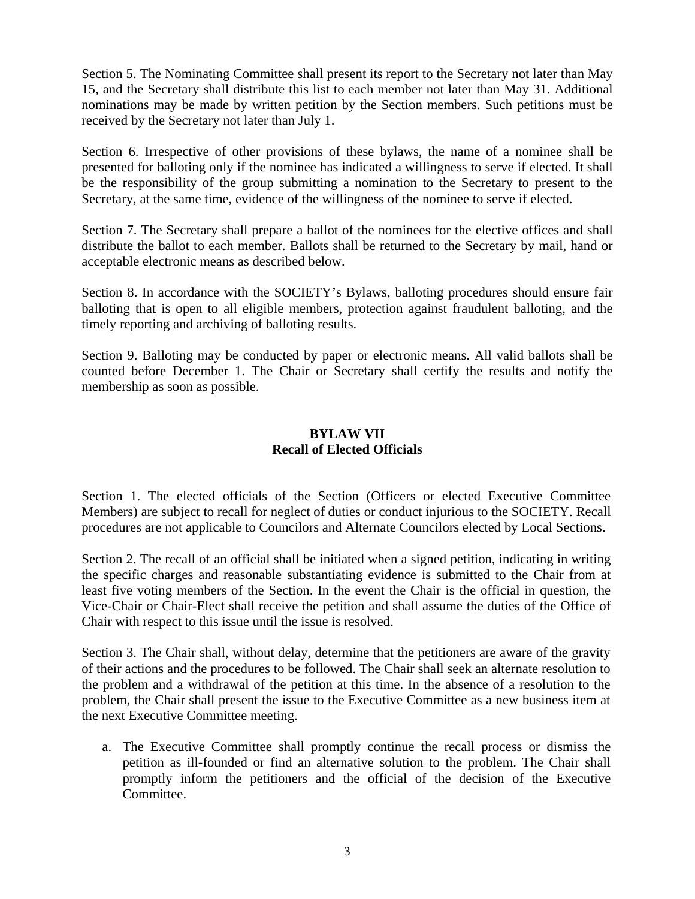Section 5. The Nominating Committee shall present its report to the Secretary not later than May 15, and the Secretary shall distribute this list to each member not later than May 31. Additional nominations may be made by written petition by the Section members. Such petitions must be received by the Secretary not later than July 1.

Section 6. Irrespective of other provisions of these bylaws, the name of a nominee shall be presented for balloting only if the nominee has indicated a willingness to serve if elected. It shall be the responsibility of the group submitting a nomination to the Secretary to present to the Secretary, at the same time, evidence of the willingness of the nominee to serve if elected.

Section 7. The Secretary shall prepare a ballot of the nominees for the elective offices and shall distribute the ballot to each member. Ballots shall be returned to the Secretary by mail, hand or acceptable electronic means as described below.

Section 8. In accordance with the SOCIETY's Bylaws, balloting procedures should ensure fair balloting that is open to all eligible members, protection against fraudulent balloting, and the timely reporting and archiving of balloting results.

Section 9. Balloting may be conducted by paper or electronic means. All valid ballots shall be counted before December 1. The Chair or Secretary shall certify the results and notify the membership as soon as possible.

## BYLAW VII
## Recall of Elected Officials

Section 1. The elected officials of the Section (Officers or elected Executive Committee Members) are subject to recall for neglect of duties or conduct injurious to the SOCIETY. Recall procedures are not applicable to Councilors and Alternate Councilors elected by Local Sections.

Section 2. The recall of an official shall be initiated when a signed petition, indicating in writing the specific charges and reasonable substantiating evidence is submitted to the Chair from at least five voting members of the Section. In the event the Chair is the official in question, the Vice-Chair or Chair-Elect shall receive the petition and shall assume the duties of the Office of Chair with respect to this issue until the issue is resolved.

Section 3. The Chair shall, without delay, determine that the petitioners are aware of the gravity of their actions and the procedures to be followed. The Chair shall seek an alternate resolution to the problem and a withdrawal of the petition at this time. In the absence of a resolution to the problem, the Chair shall present the issue to the Executive Committee as a new business item at the next Executive Committee meeting.

a. The Executive Committee shall promptly continue the recall process or dismiss the petition as ill-founded or find an alternative solution to the problem. The Chair shall promptly inform the petitioners and the official of the decision of the Executive Committee.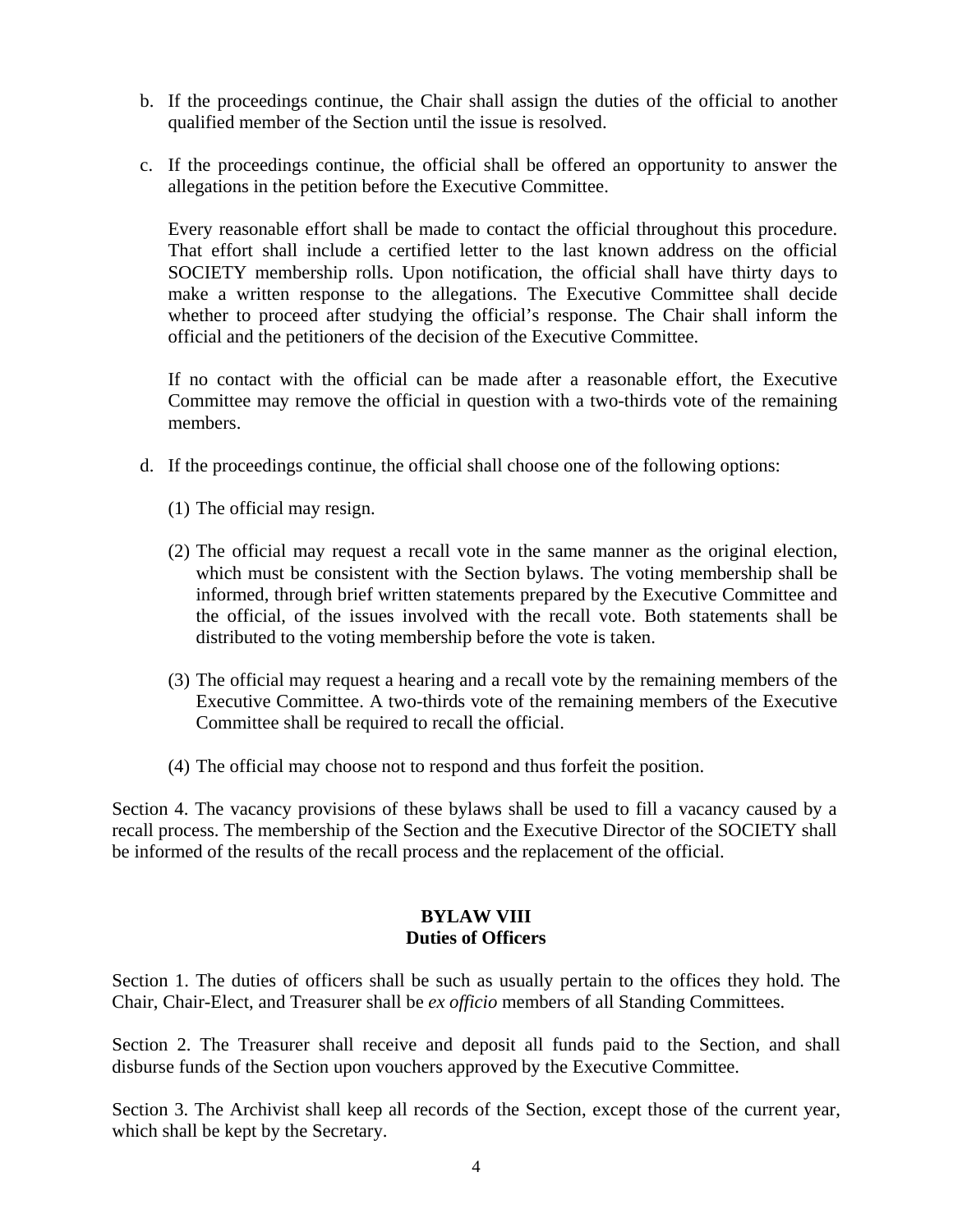b. If the proceedings continue, the Chair shall assign the duties of the official to another qualified member of the Section until the issue is resolved.

c. If the proceedings continue, the official shall be offered an opportunity to answer the allegations in the petition before the Executive Committee.

   Every reasonable effort shall be made to contact the official throughout this procedure. That effort shall include a certified letter to the last known address on the official SOCIETY membership rolls. Upon notification, the official shall have thirty days to make a written response to the allegations. The Executive Committee shall decide whether to proceed after studying the official's response. The Chair shall inform the official and the petitioners of the decision of the Executive Committee.

   If no contact with the official can be made after a reasonable effort, the Executive Committee may remove the official in question with a two-thirds vote of the remaining members.

d. If the proceedings continue, the official shall choose one of the following options:

   (1) The official may resign.

   (2) The official may request a recall vote in the same manner as the original election, which must be consistent with the Section bylaws. The voting membership shall be informed, through brief written statements prepared by the Executive Committee and the official, of the issues involved with the recall vote. Both statements shall be distributed to the voting membership before the vote is taken.

   (3) The official may request a hearing and a recall vote by the remaining members of the Executive Committee. A two-thirds vote of the remaining members of the Executive Committee shall be required to recall the official.

   (4) The official may choose not to respond and thus forfeit the position.

Section 4. The vacancy provisions of these bylaws shall be used to fill a vacancy caused by a recall process. The membership of the Section and the Executive Director of the SOCIETY shall be informed of the results of the recall process and the replacement of the official.

## BYLAW VIII
## Duties of Officers

Section 1. The duties of officers shall be such as usually pertain to the offices they hold. The Chair, Chair-Elect, and Treasurer shall be *ex officio* members of all Standing Committees.

Section 2. The Treasurer shall receive and deposit all funds paid to the Section, and shall disburse funds of the Section upon vouchers approved by the Executive Committee.

Section 3. The Archivist shall keep all records of the Section, except those of the current year, which shall be kept by the Secretary.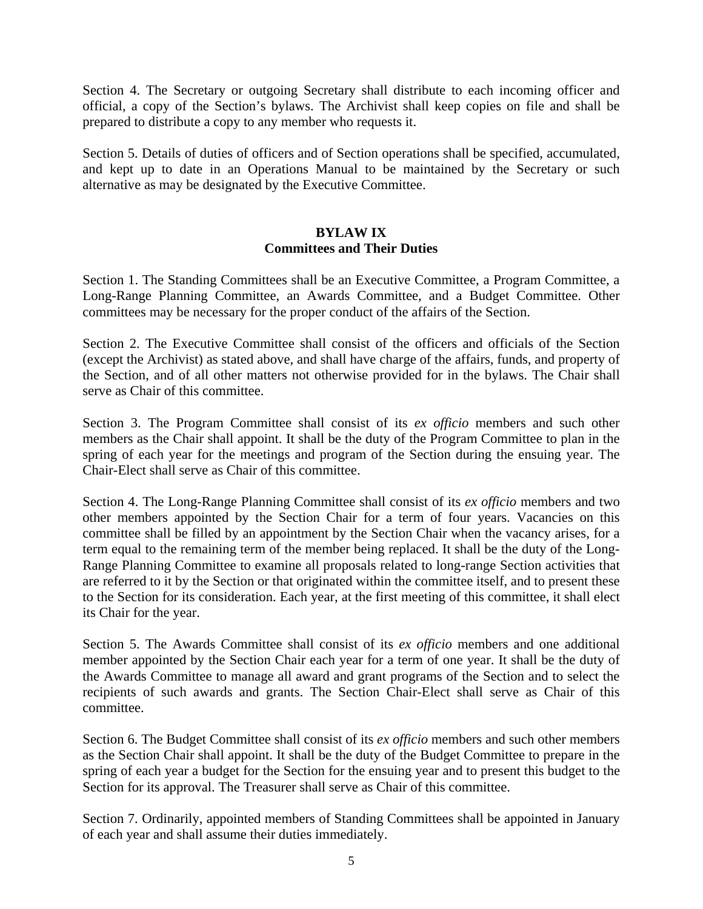Section 4. The Secretary or outgoing Secretary shall distribute to each incoming officer and official, a copy of the Section's bylaws. The Archivist shall keep copies on file and shall be prepared to distribute a copy to any member who requests it.

Section 5. Details of duties of officers and of Section operations shall be specified, accumulated, and kept up to date in an Operations Manual to be maintained by the Secretary or such alternative as may be designated by the Executive Committee.

## BYLAW IX
## Committees and Their Duties

Section 1. The Standing Committees shall be an Executive Committee, a Program Committee, a Long-Range Planning Committee, an Awards Committee, and a Budget Committee. Other committees may be necessary for the proper conduct of the affairs of the Section.

Section 2. The Executive Committee shall consist of the officers and officials of the Section (except the Archivist) as stated above, and shall have charge of the affairs, funds, and property of the Section, and of all other matters not otherwise provided for in the bylaws. The Chair shall serve as Chair of this committee.

Section 3. The Program Committee shall consist of its *ex officio* members and such other members as the Chair shall appoint. It shall be the duty of the Program Committee to plan in the spring of each year for the meetings and program of the Section during the ensuing year. The Chair-Elect shall serve as Chair of this committee.

Section 4. The Long-Range Planning Committee shall consist of its *ex officio* members and two other members appointed by the Section Chair for a term of four years. Vacancies on this committee shall be filled by an appointment by the Section Chair when the vacancy arises, for a term equal to the remaining term of the member being replaced. It shall be the duty of the Long-Range Planning Committee to examine all proposals related to long-range Section activities that are referred to it by the Section or that originated within the committee itself, and to present these to the Section for its consideration. Each year, at the first meeting of this committee, it shall elect its Chair for the year.

Section 5. The Awards Committee shall consist of its *ex officio* members and one additional member appointed by the Section Chair each year for a term of one year. It shall be the duty of the Awards Committee to manage all award and grant programs of the Section and to select the recipients of such awards and grants. The Section Chair-Elect shall serve as Chair of this committee.

Section 6. The Budget Committee shall consist of its *ex officio* members and such other members as the Section Chair shall appoint. It shall be the duty of the Budget Committee to prepare in the spring of each year a budget for the Section for the ensuing year and to present this budget to the Section for its approval. The Treasurer shall serve as Chair of this committee.

Section 7. Ordinarily, appointed members of Standing Committees shall be appointed in January of each year and shall assume their duties immediately.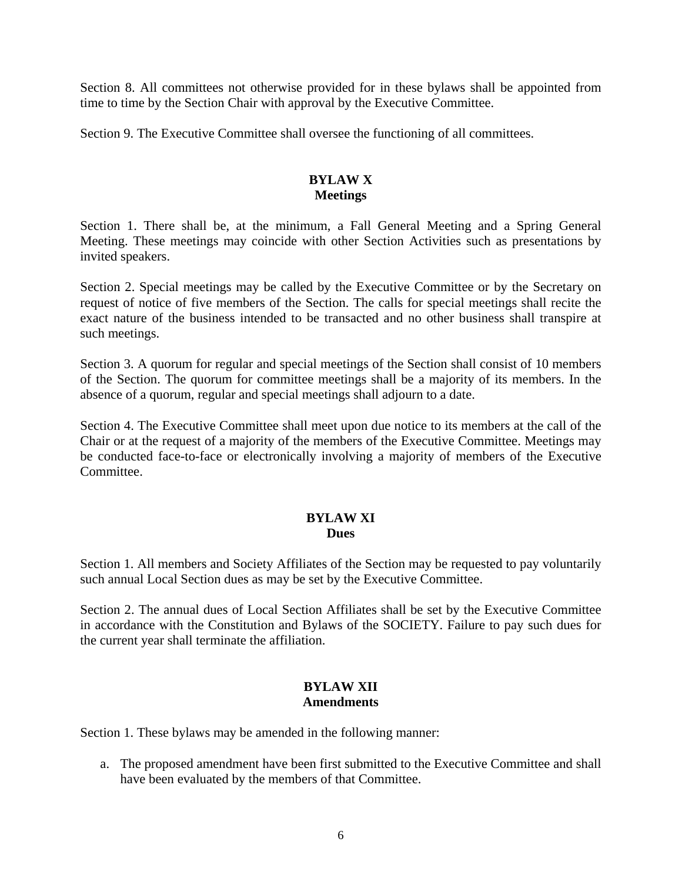Section 8. All committees not otherwise provided for in these bylaws shall be appointed from time to time by the Section Chair with approval by the Executive Committee.

Section 9. The Executive Committee shall oversee the functioning of all committees.

## BYLAW X
## Meetings

Section 1. There shall be, at the minimum, a Fall General Meeting and a Spring General Meeting. These meetings may coincide with other Section Activities such as presentations by invited speakers.

Section 2. Special meetings may be called by the Executive Committee or by the Secretary on request of notice of five members of the Section. The calls for special meetings shall recite the exact nature of the business intended to be transacted and no other business shall transpire at such meetings.

Section 3. A quorum for regular and special meetings of the Section shall consist of 10 members of the Section. The quorum for committee meetings shall be a majority of its members. In the absence of a quorum, regular and special meetings shall adjourn to a date.

Section 4. The Executive Committee shall meet upon due notice to its members at the call of the Chair or at the request of a majority of the members of the Executive Committee. Meetings may be conducted face-to-face or electronically involving a majority of members of the Executive Committee.

## BYLAW XI
## Dues

Section 1. All members and Society Affiliates of the Section may be requested to pay voluntarily such annual Local Section dues as may be set by the Executive Committee.

Section 2. The annual dues of Local Section Affiliates shall be set by the Executive Committee in accordance with the Constitution and Bylaws of the SOCIETY. Failure to pay such dues for the current year shall terminate the affiliation.

## BYLAW XII
## Amendments

Section 1. These bylaws may be amended in the following manner:

a. The proposed amendment have been first submitted to the Executive Committee and shall have been evaluated by the members of that Committee.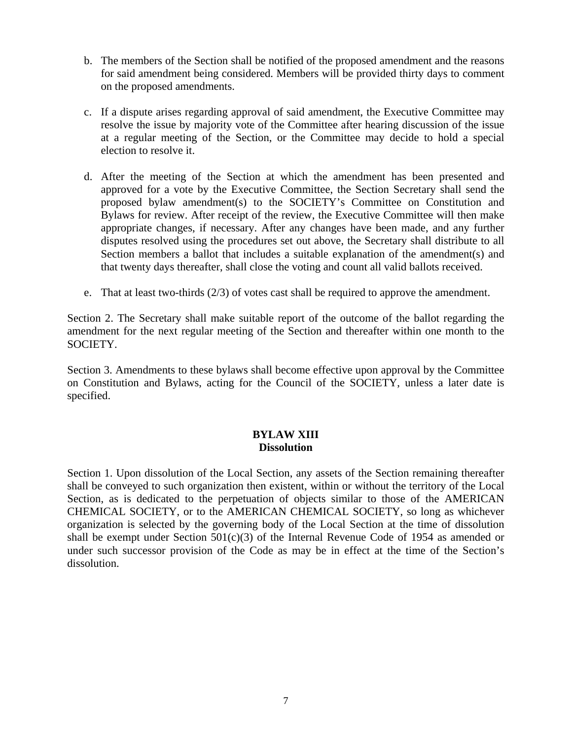b. The members of the Section shall be notified of the proposed amendment and the reasons for said amendment being considered. Members will be provided thirty days to comment on the proposed amendments.

c. If a dispute arises regarding approval of said amendment, the Executive Committee may resolve the issue by majority vote of the Committee after hearing discussion of the issue at a regular meeting of the Section, or the Committee may decide to hold a special election to resolve it.

d. After the meeting of the Section at which the amendment has been presented and approved for a vote by the Executive Committee, the Section Secretary shall send the proposed bylaw amendment(s) to the SOCIETY's Committee on Constitution and Bylaws for review. After receipt of the review, the Executive Committee will then make appropriate changes, if necessary. After any changes have been made, and any further disputes resolved using the procedures set out above, the Secretary shall distribute to all Section members a ballot that includes a suitable explanation of the amendment(s) and that twenty days thereafter, shall close the voting and count all valid ballots received.

e. That at least two-thirds (2/3) of votes cast shall be required to approve the amendment.

Section 2. The Secretary shall make suitable report of the outcome of the ballot regarding the amendment for the next regular meeting of the Section and thereafter within one month to the SOCIETY.

Section 3. Amendments to these bylaws shall become effective upon approval by the Committee on Constitution and Bylaws, acting for the Council of the SOCIETY, unless a later date is specified.

## BYLAW XIII
## Dissolution

Section 1. Upon dissolution of the Local Section, any assets of the Section remaining thereafter shall be conveyed to such organization then existent, within or without the territory of the Local Section, as is dedicated to the perpetuation of objects similar to those of the AMERICAN CHEMICAL SOCIETY, or to the AMERICAN CHEMICAL SOCIETY, so long as whichever organization is selected by the governing body of the Local Section at the time of dissolution shall be exempt under Section 501(c)(3) of the Internal Revenue Code of 1954 as amended or under such successor provision of the Code as may be in effect at the time of the Section's dissolution.